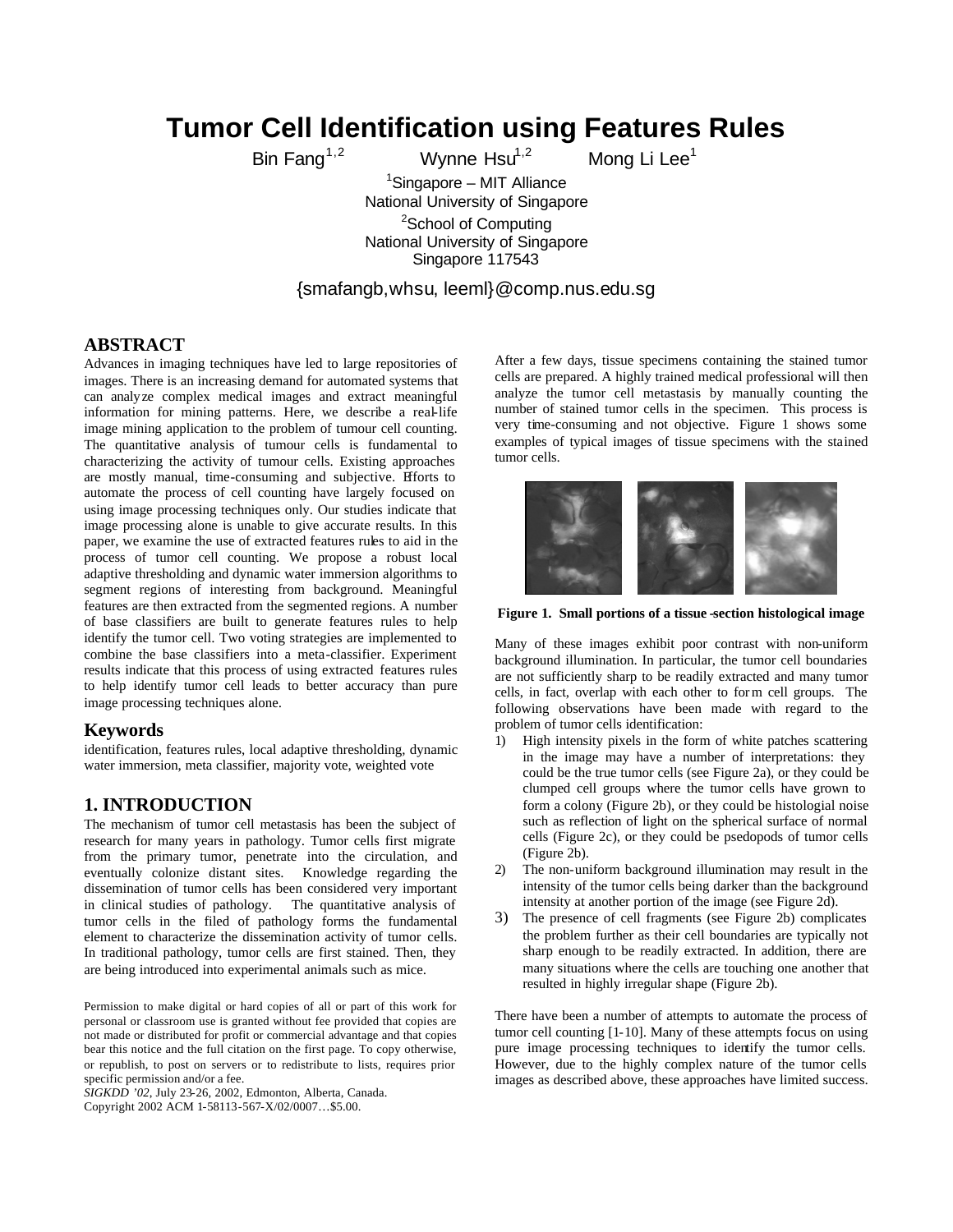# Tumor Cell Identification using Features Rules

Bin Fang[1,2] Wynne Hsu[1,2] Mong Li Lee[1]

[1]Singapore – MIT Alliance
National University of Singapore

[2]School of Computing
National University of Singapore
Singapore 117543

{smafangb,whsu, leeml}@comp.nus.edu.sg

## ABSTRACT

Advances in imaging techniques have led to large repositories of images. There is an increasing demand for automated systems that can analyze complex medical images and extract meaningful information for mining patterns. Here, we describe a real-life image mining application to the problem of tumour cell counting. The quantitative analysis of tumour cells is fundamental to characterizing the activity of tumour cells. Existing approaches are mostly manual, time-consuming and subjective. Efforts to automate the process of cell counting have largely focused on using image processing techniques only. Our studies indicate that image processing alone is unable to give accurate results. In this paper, we examine the use of extracted features rules to aid in the process of tumor cell counting. We propose a robust local adaptive thresholding and dynamic water immersion algorithms to segment regions of interesting from background. Meaningful features are then extracted from the segmented regions. A number of base classifiers are built to generate features rules to help identify the tumor cell. Two voting strategies are implemented to combine the base classifiers into a meta-classifier. Experiment results indicate that this process of using extracted features rules to help identify tumor cell leads to better accuracy than pure image processing techniques alone.

## Keywords

identification, features rules, local adaptive thresholding, dynamic water immersion, meta classifier, majority vote, weighted vote

## 1. INTRODUCTION

The mechanism of tumor cell metastasis has been the subject of research for many years in pathology. Tumor cells first migrate from the primary tumor, penetrate into the circulation, and eventually colonize distant sites. Knowledge regarding the dissemination of tumor cells has been considered very important in clinical studies of pathology. The quantitative analysis of tumor cells in the filed of pathology forms the fundamental element to characterize the dissemination activity of tumor cells. In traditional pathology, tumor cells are first stained. Then, they are being introduced into experimental animals such as mice.

Permission to make digital or hard copies of all or part of this work for personal or classroom use is granted without fee provided that copies are not made or distributed for profit or commercial advantage and that copies bear this notice and the full citation on the first page. To copy otherwise, or republish, to post on servers or to redistribute to lists, requires prior specific permission and/or a fee.
*SIGKDD '02*, July 23-26, 2002, Edmonton, Alberta, Canada.
Copyright 2002 ACM 1-58113-567-X/02/0007…$5.00.

After a few days, tissue specimens containing the stained tumor cells are prepared. A highly trained medical professional will then analyze the tumor cell metastasis by manually counting the number of stained tumor cells in the specimen. This process is very time-consuming and not objective. Figure 1 shows some examples of typical images of tissue specimens with the stained tumor cells.

**Figure 1. Small portions of a tissue-section histological image**

Many of these images exhibit poor contrast with non-uniform background illumination. In particular, the tumor cell boundaries are not sufficiently sharp to be readily extracted and many tumor cells, in fact, overlap with each other to form cell groups. The following observations have been made with regard to the problem of tumor cells identification:

1) High intensity pixels in the form of white patches scattering in the image may have a number of interpretations: they could be the true tumor cells (see Figure 2a), or they could be clumped cell groups where the tumor cells have grown to form a colony (Figure 2b), or they could be histologial noise such as reflection of light on the spherical surface of normal cells (Figure 2c), or they could be psedopods of tumor cells (Figure 2b).
2) The non-uniform background illumination may result in the intensity of the tumor cells being darker than the background intensity at another portion of the image (see Figure 2d).
3) The presence of cell fragments (see Figure 2b) complicates the problem further as their cell boundaries are typically not sharp enough to be readily extracted. In addition, there are many situations where the cells are touching one another that resulted in highly irregular shape (Figure 2b).

There have been a number of attempts to automate the process of tumor cell counting [1-10]. Many of these attempts focus on using pure image processing techniques to identify the tumor cells. However, due to the highly complex nature of the tumor cells images as described above, these approaches have limited success.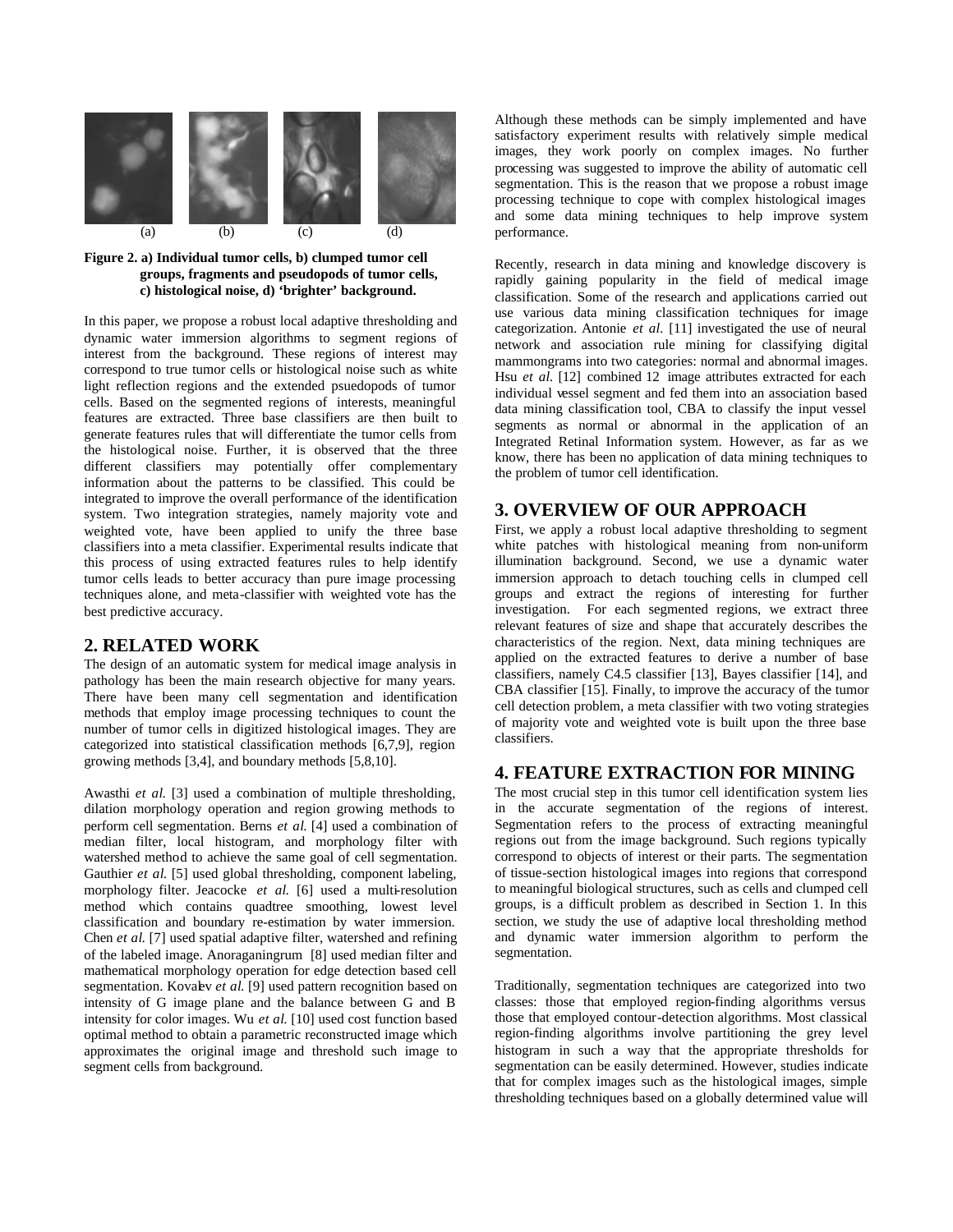(a) (b) (c) (d)

**Figure 2. a) Individual tumor cells, b) clumped tumor cell groups, fragments and pseudopods of tumor cells, c) histological noise, d) 'brighter' background.**

In this paper, we propose a robust local adaptive thresholding and dynamic water immersion algorithms to segment regions of interest from the background. These regions of interest may correspond to true tumor cells or histological noise such as white light reflection regions and the extended psuedopods of tumor cells. Based on the segmented regions of interests, meaningful features are extracted. Three base classifiers are then built to generate features rules that will differentiate the tumor cells from the histological noise. Further, it is observed that the three different classifiers may potentially offer complementary information about the patterns to be classified. This could be integrated to improve the overall performance of the identification system. Two integration strategies, namely majority vote and weighted vote, have been applied to unify the three base classifiers into a meta classifier. Experimental results indicate that this process of using extracted features rules to help identify tumor cells leads to better accuracy than pure image processing techniques alone, and meta-classifier with weighted vote has the best predictive accuracy.

## 2. RELATED WORK

The design of an automatic system for medical image analysis in pathology has been the main research objective for many years. There have been many cell segmentation and identification methods that employ image processing techniques to count the number of tumor cells in digitized histological images. They are categorized into statistical classification methods [6,7,9], region growing methods [3,4], and boundary methods [5,8,10].

Awasthi *et al.* [3] used a combination of multiple thresholding, dilation morphology operation and region growing methods to perform cell segmentation. Berns *et al.* [4] used a combination of median filter, local histogram, and morphology filter with watershed method to achieve the same goal of cell segmentation. Gauthier *et al.* [5] used global thresholding, component labeling, morphology filter. Jeacocke *et al.* [6] used a multi-resolution method which contains quadtree smoothing, lowest level classification and boundary re-estimation by water immersion. Chen *et al.* [7] used spatial adaptive filter, watershed and refining of the labeled image. Anoraganingrum [8] used median filter and mathematical morphology operation for edge detection based cell segmentation. Kovalev *et al.* [9] used pattern recognition based on intensity of G image plane and the balance between G and B intensity for color images. Wu *et al.* [10] used cost function based optimal method to obtain a parametric reconstructed image which approximates the original image and threshold such image to segment cells from background.

Although these methods can be simply implemented and have satisfactory experiment results with relatively simple medical images, they work poorly on complex images. No further processing was suggested to improve the ability of automatic cell segmentation. This is the reason that we propose a robust image processing technique to cope with complex histological images and some data mining techniques to help improve system performance.

Recently, research in data mining and knowledge discovery is rapidly gaining popularity in the field of medical image classification. Some of the research and applications carried out use various data mining classification techniques for image categorization. Antonie *et al.* [11] investigated the use of neural network and association rule mining for classifying digital mammongrams into two categories: normal and abnormal images. Hsu *et al.* [12] combined 12 image attributes extracted for each individual vessel segment and fed them into an association based data mining classification tool, CBA to classify the input vessel segments as normal or abnormal in the application of an Integrated Retinal Information system. However, as far as we know, there has been no application of data mining techniques to the problem of tumor cell identification.

## 3. OVERVIEW OF OUR APPROACH

First, we apply a robust local adaptive thresholding to segment white patches with histological meaning from non-uniform illumination background. Second, we use a dynamic water immersion approach to detach touching cells in clumped cell groups and extract the regions of interesting for further investigation. For each segmented regions, we extract three relevant features of size and shape that accurately describes the characteristics of the region. Next, data mining techniques are applied on the extracted features to derive a number of base classifiers, namely C4.5 classifier [13], Bayes classifier [14], and CBA classifier [15]. Finally, to improve the accuracy of the tumor cell detection problem, a meta classifier with two voting strategies of majority vote and weighted vote is built upon the three base classifiers.

## 4. FEATURE EXTRACTION FOR MINING

The most crucial step in this tumor cell identification system lies in the accurate segmentation of the regions of interest. Segmentation refers to the process of extracting meaningful regions out from the image background. Such regions typically correspond to objects of interest or their parts. The segmentation of tissue-section histological images into regions that correspond to meaningful biological structures, such as cells and clumped cell groups, is a difficult problem as described in Section 1. In this section, we study the use of adaptive local thresholding method and dynamic water immersion algorithm to perform the segmentation.

Traditionally, segmentation techniques are categorized into two classes: those that employed region-finding algorithms versus those that employed contour-detection algorithms. Most classical region-finding algorithms involve partitioning the grey level histogram in such a way that the appropriate thresholds for segmentation can be easily determined. However, studies indicate that for complex images such as the histological images, simple thresholding techniques based on a globally determined value will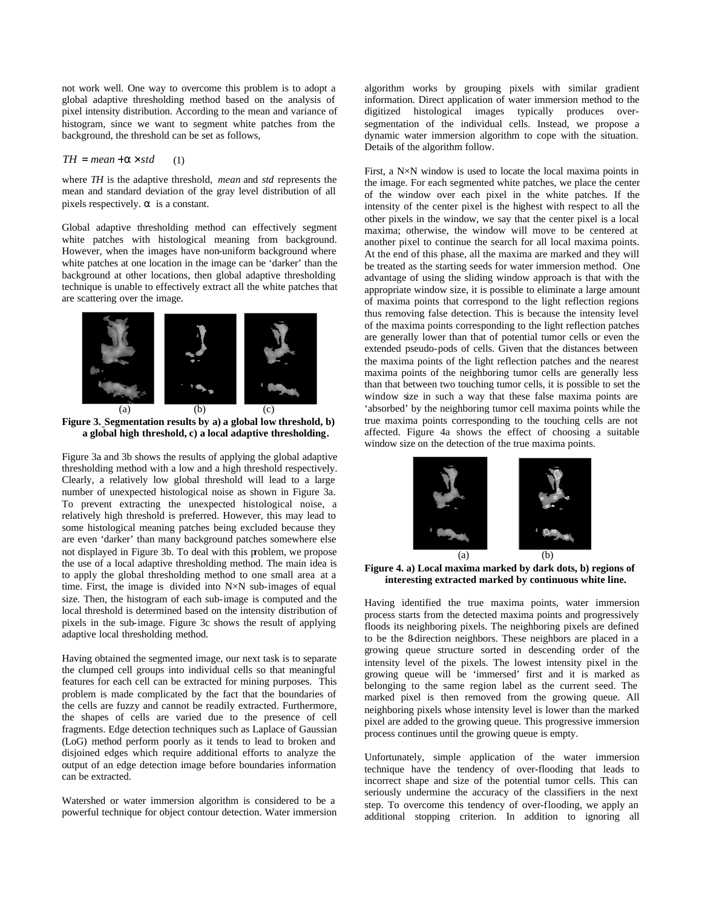not work well. One way to overcome this problem is to adopt a global adaptive thresholding method based on the analysis of pixel intensity distribution. According to the mean and variance of histogram, since we want to segment white patches from the background, the threshold can be set as follows,

$$TH = mean + \alpha \times std \quad (1)$$

where *TH* is the adaptive threshold, *mean* and *std* represents the mean and standard deviation of the gray level distribution of all pixels respectively. $\alpha$ is a constant.

Global adaptive thresholding method can effectively segment white patches with histological meaning from background. However, when the images have non-uniform background where white patches at one location in the image can be 'darker' than the background at other locations, then global adaptive thresholding technique is unable to effectively extract all the white patches that are scattering over the image.

(a) (b) (c)

**Figure 3. Segmentation results by a) a global low threshold, b) a global high threshold, c) a local adaptive thresholding.**

Figure 3a and 3b shows the results of applying the global adaptive thresholding method with a low and a high threshold respectively. Clearly, a relatively low global threshold will lead to a large number of unexpected histological noise as shown in Figure 3a. To prevent extracting the unexpected histological noise, a relatively high threshold is preferred. However, this may lead to some histological meaning patches being excluded because they are even 'darker' than many background patches somewhere else not displayed in Figure 3b. To deal with this problem, we propose the use of a local adaptive thresholding method. The main idea is to apply the global thresholding method to one small area at a time. First, the image is divided into N×N sub-images of equal size. Then, the histogram of each sub-image is computed and the local threshold is determined based on the intensity distribution of pixels in the sub-image. Figure 3c shows the result of applying adaptive local thresholding method.

Having obtained the segmented image, our next task is to separate the clumped cell groups into individual cells so that meaningful features for each cell can be extracted for mining purposes. This problem is made complicated by the fact that the boundaries of the cells are fuzzy and cannot be readily extracted. Furthermore, the shapes of cells are varied due to the presence of cell fragments. Edge detection techniques such as Laplace of Gaussian (LoG) method perform poorly as it tends to lead to broken and disjoined edges which require additional efforts to analyze the output of an edge detection image before boundaries information can be extracted.

Watershed or water immersion algorithm is considered to be a powerful technique for object contour detection. Water immersion algorithm works by grouping pixels with similar gradient information. Direct application of water immersion method to the digitized histological images typically produces over-segmentation of the individual cells. Instead, we propose a dynamic water immersion algorithm to cope with the situation. Details of the algorithm follow.

First, a N×N window is used to locate the local maxima points in the image. For each segmented white patches, we place the center of the window over each pixel in the white patches. If the intensity of the center pixel is the highest with respect to all the other pixels in the window, we say that the center pixel is a local maxima; otherwise, the window will move to be centered at another pixel to continue the search for all local maxima points. At the end of this phase, all the maxima are marked and they will be treated as the starting seeds for water immersion method. One advantage of using the sliding window approach is that with the appropriate window size, it is possible to eliminate a large amount of maxima points that correspond to the light reflection regions thus removing false detection. This is because the intensity level of the maxima points corresponding to the light reflection patches are generally lower than that of potential tumor cells or even the extended pseudo-pods of cells. Given that the distances between the maxima points of the light reflection patches and the nearest maxima points of the neighboring tumor cells are generally less than that between two touching tumor cells, it is possible to set the window size in such a way that these false maxima points are 'absorbed' by the neighboring tumor cell maxima points while the true maxima points corresponding to the touching cells are not affected. Figure 4a shows the effect of choosing a suitable window size on the detection of the true maxima points.

(a) (b)

**Figure 4. a) Local maxima marked by dark dots, b) regions of interesting extracted marked by continuous white line.**

Having identified the true maxima points, water immersion process starts from the detected maxima points and progressively floods its neighboring pixels. The neighboring pixels are defined to be the 8-direction neighbors. These neighbors are placed in a growing queue structure sorted in descending order of the intensity level of the pixels. The lowest intensity pixel in the growing queue will be 'immersed' first and it is marked as belonging to the same region label as the current seed. The marked pixel is then removed from the growing queue. All neighboring pixels whose intensity level is lower than the marked pixel are added to the growing queue. This progressive immersion process continues until the growing queue is empty.

Unfortunately, simple application of the water immersion technique have the tendency of over-flooding that leads to incorrect shape and size of the potential tumor cells. This can seriously undermine the accuracy of the classifiers in the next step. To overcome this tendency of over-flooding, we apply an additional stopping criterion. In addition to ignoring all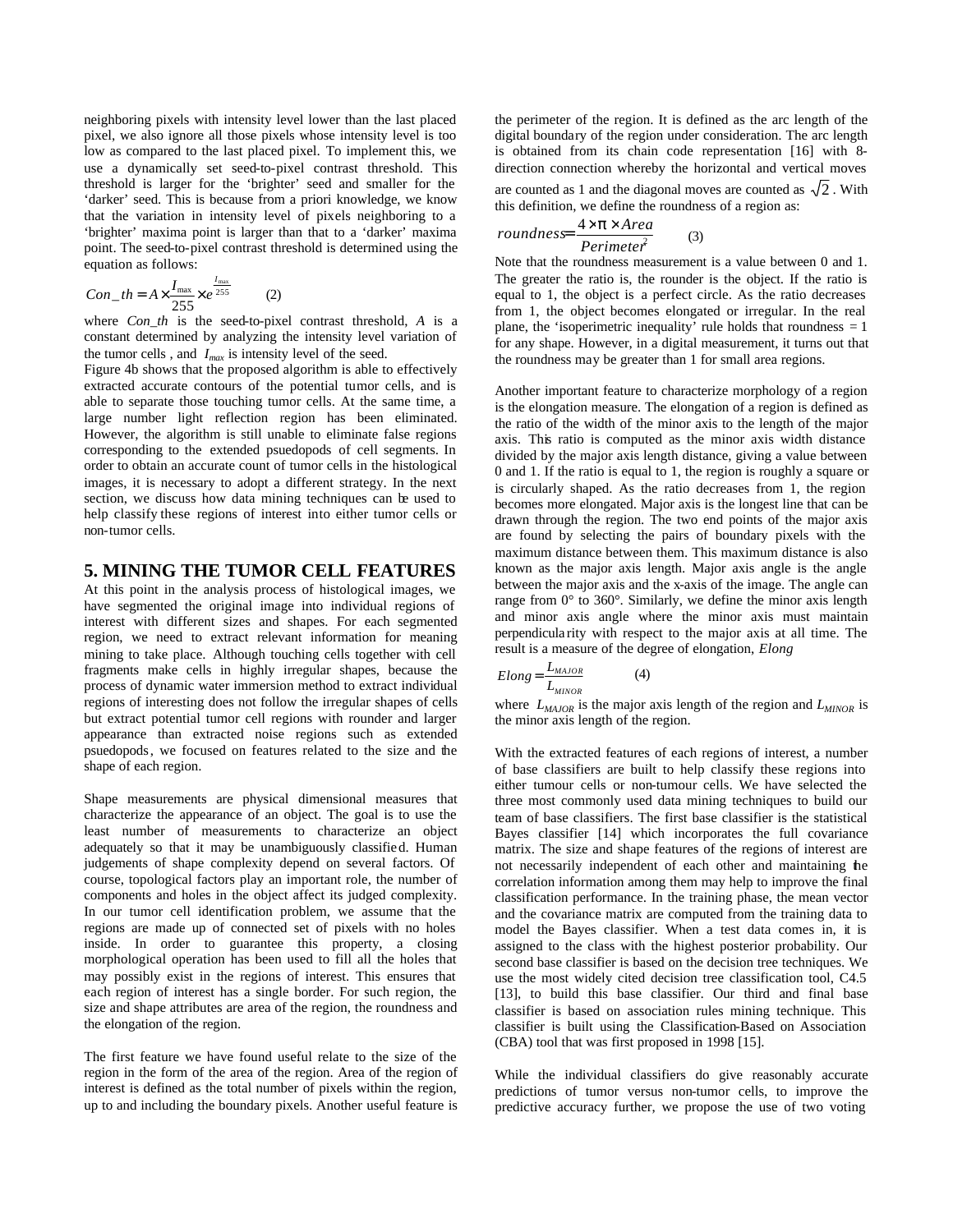neighboring pixels with intensity level lower than the last placed pixel, we also ignore all those pixels whose intensity level is too low as compared to the last placed pixel. To implement this, we use a dynamically set seed-to-pixel contrast threshold. This threshold is larger for the 'brighter' seed and smaller for the 'darker' seed. This is because from a priori knowledge, we know that the variation in intensity level of pixels neighboring to a 'brighter' maxima point is larger than that to a 'darker' maxima point. The seed-to-pixel contrast threshold is determined using the equation as follows:

$$Con\_th = A \times \frac{I_{\max}}{255} \times e^{\frac{I_{\max}}{255}} \qquad (2)$$

where *Con_th* is the seed-to-pixel contrast threshold, *A* is a constant determined by analyzing the intensity level variation of the tumor cells , and $I_{max}$ is intensity level of the seed.

Figure 4b shows that the proposed algorithm is able to effectively extracted accurate contours of the potential tumor cells, and is able to separate those touching tumor cells. At the same time, a large number light reflection region has been eliminated. However, the algorithm is still unable to eliminate false regions corresponding to the extended psuedopods of cell segments. In order to obtain an accurate count of tumor cells in the histological images, it is necessary to adopt a different strategy. In the next section, we discuss how data mining techniques can be used to help classify these regions of interest into either tumor cells or non-tumor cells.

## 5. MINING THE TUMOR CELL FEATURES

At this point in the analysis process of histological images, we have segmented the original image into individual regions of interest with different sizes and shapes. For each segmented region, we need to extract relevant information for meaning mining to take place. Although touching cells together with cell fragments make cells in highly irregular shapes, because the process of dynamic water immersion method to extract individual regions of interesting does not follow the irregular shapes of cells but extract potential tumor cell regions with rounder and larger appearance than extracted noise regions such as extended psuedopods, we focused on features related to the size and the shape of each region.

Shape measurements are physical dimensional measures that characterize the appearance of an object. The goal is to use the least number of measurements to characterize an object adequately so that it may be unambiguously classified. Human judgements of shape complexity depend on several factors. Of course, topological factors play an important role, the number of components and holes in the object affect its judged complexity. In our tumor cell identification problem, we assume that the regions are made up of connected set of pixels with no holes inside. In order to guarantee this property, a closing morphological operation has been used to fill all the holes that may possibly exist in the regions of interest. This ensures that each region of interest has a single border. For such region, the size and shape attributes are area of the region, the roundness and the elongation of the region.

The first feature we have found useful relate to the size of the region in the form of the area of the region. Area of the region of interest is defined as the total number of pixels within the region, up to and including the boundary pixels. Another useful feature is the perimeter of the region. It is defined as the arc length of the digital boundary of the region under consideration. The arc length is obtained from its chain code representation [16] with 8-direction connection whereby the horizontal and vertical moves are counted as 1 and the diagonal moves are counted as $\sqrt{2}$. With this definition, we define the roundness of a region as:

$$roundness = \frac{4 \times \pi \times Area}{Perimeter^2} \qquad (3)$$

Note that the roundness measurement is a value between 0 and 1. The greater the ratio is, the rounder is the object. If the ratio is equal to 1, the object is a perfect circle. As the ratio decreases from 1, the object becomes elongated or irregular. In the real plane, the 'isoperimetric inequality' rule holds that roundness = 1 for any shape. However, in a digital measurement, it turns out that the roundness may be greater than 1 for small area regions.

Another important feature to characterize morphology of a region is the elongation measure. The elongation of a region is defined as the ratio of the width of the minor axis to the length of the major axis. This ratio is computed as the minor axis width distance divided by the major axis length distance, giving a value between 0 and 1. If the ratio is equal to 1, the region is roughly a square or is circularly shaped. As the ratio decreases from 1, the region becomes more elongated. Major axis is the longest line that can be drawn through the region. The two end points of the major axis are found by selecting the pairs of boundary pixels with the maximum distance between them. This maximum distance is also known as the major axis length. Major axis angle is the angle between the major axis and the x-axis of the image. The angle can range from 0° to 360°. Similarly, we define the minor axis length and minor axis angle where the minor axis must maintain perpendicularity with respect to the major axis at all time. The result is a measure of the degree of elongation, *Elong*

$$Elong = \frac{L_{MAJOR}}{L_{MINOR}} \qquad (4)$$

where $L_{MAJOR}$ is the major axis length of the region and $L_{MINOR}$ is the minor axis length of the region.

With the extracted features of each regions of interest, a number of base classifiers are built to help classify these regions into either tumour cells or non-tumour cells. We have selected the three most commonly used data mining techniques to build our team of base classifiers. The first base classifier is the statistical Bayes classifier [14] which incorporates the full covariance matrix. The size and shape features of the regions of interest are not necessarily independent of each other and maintaining the correlation information among them may help to improve the final classification performance. In the training phase, the mean vector and the covariance matrix are computed from the training data to model the Bayes classifier. When a test data comes in, it is assigned to the class with the highest posterior probability. Our second base classifier is based on the decision tree techniques. We use the most widely cited decision tree classification tool, C4.5 [13], to build this base classifier. Our third and final base classifier is based on association rules mining technique. This classifier is built using the Classification-Based on Association (CBA) tool that was first proposed in 1998 [15].

While the individual classifiers do give reasonably accurate predictions of tumor versus non-tumor cells, to improve the predictive accuracy further, we propose the use of two voting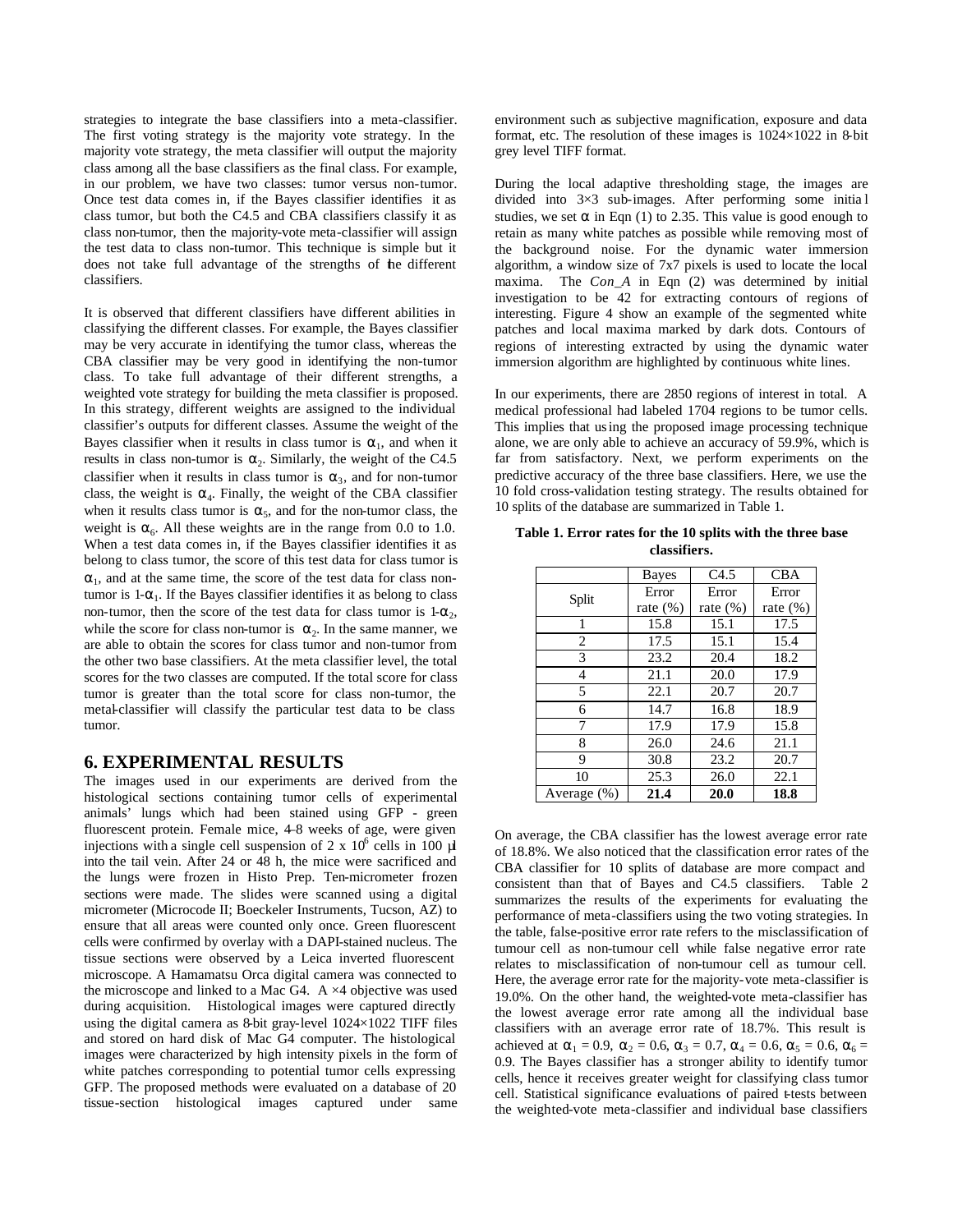strategies to integrate the base classifiers into a meta-classifier. The first voting strategy is the majority vote strategy. In the majority vote strategy, the meta classifier will output the majority class among all the base classifiers as the final class. For example, in our problem, we have two classes: tumor versus non-tumor. Once test data comes in, if the Bayes classifier identifies it as class tumor, but both the C4.5 and CBA classifiers classify it as class non-tumor, then the majority-vote meta-classifier will assign the test data to class non-tumor. This technique is simple but it does not take full advantage of the strengths of the different classifiers.

It is observed that different classifiers have different abilities in classifying the different classes. For example, the Bayes classifier may be very accurate in identifying the tumor class, whereas the CBA classifier may be very good in identifying the non-tumor class. To take full advantage of their different strengths, a weighted vote strategy for building the meta classifier is proposed. In this strategy, different weights are assigned to the individual classifier's outputs for different classes. Assume the weight of the Bayes classifier when it results in class tumor is $\alpha_1$, and when it results in class non-tumor is $\alpha_2$. Similarly, the weight of the C4.5 classifier when it results in class tumor is $\alpha_3$, and for non-tumor class, the weight is $\alpha_4$. Finally, the weight of the CBA classifier when it results class tumor is $\alpha_5$, and for the non-tumor class, the weight is $\alpha_6$. All these weights are in the range from 0.0 to 1.0. When a test data comes in, if the Bayes classifier identifies it as belong to class tumor, the score of this test data for class tumor is $\alpha_1$, and at the same time, the score of the test data for class non-tumor is $1-\alpha_1$. If the Bayes classifier identifies it as belong to class non-tumor, then the score of the test data for class tumor is $1-\alpha_2$, while the score for class non-tumor is $\alpha_2$. In the same manner, we are able to obtain the scores for class tumor and non-tumor from the other two base classifiers. At the meta classifier level, the total scores for the two classes are computed. If the total score for class tumor is greater than the total score for class non-tumor, the metal-classifier will classify the particular test data to be class tumor.

## 6. EXPERIMENTAL RESULTS

The images used in our experiments are derived from the histological sections containing tumor cells of experimental animals' lungs which had been stained using GFP - green fluorescent protein. Female mice, 4–8 weeks of age, were given injections with a single cell suspension of $2 \times 10^6$ cells in 100 µl into the tail vein. After 24 or 48 h, the mice were sacrificed and the lungs were frozen in Histo Prep. Ten-micrometer frozen sections were made. The slides were scanned using a digital micrometer (Microcode II; Boeckeler Instruments, Tucson, AZ) to ensure that all areas were counted only once. Green fluorescent cells were confirmed by overlay with a DAPI-stained nucleus. The tissue sections were observed by a Leica inverted fluorescent microscope. A Hamamatsu Orca digital camera was connected to the microscope and linked to a Mac G4. A ×4 objective was used during acquisition. Histological images were captured directly using the digital camera as 8-bit gray-level 1024×1022 TIFF files and stored on hard disk of Mac G4 computer. The histological images were characterized by high intensity pixels in the form of white patches corresponding to potential tumor cells expressing GFP. The proposed methods were evaluated on a database of 20 tissue-section histological images captured under same environment such as subjective magnification, exposure and data format, etc. The resolution of these images is 1024×1022 in 8-bit grey level TIFF format.

During the local adaptive thresholding stage, the images are divided into 3×3 sub-images. After performing some initial studies, we set $\alpha$ in Eqn (1) to 2.35. This value is good enough to retain as many white patches as possible while removing most of the background noise. For the dynamic water immersion algorithm, a window size of 7x7 pixels is used to locate the local maxima. The *Con_A* in Eqn (2) was determined by initial investigation to be 42 for extracting contours of regions of interesting. Figure 4 show an example of the segmented white patches and local maxima marked by dark dots. Contours of regions of interesting extracted by using the dynamic water immersion algorithm are highlighted by continuous white lines.

In our experiments, there are 2850 regions of interest in total. A medical professional had labeled 1704 regions to be tumor cells. This implies that using the proposed image processing technique alone, we are only able to achieve an accuracy of 59.9%, which is far from satisfactory. Next, we perform experiments on the predictive accuracy of the three base classifiers. Here, we use the 10 fold cross-validation testing strategy. The results obtained for 10 splits of the database are summarized in Table 1.

**Table 1. Error rates for the 10 splits with the three base classifiers.**

| Split | Bayes<br>Error rate (%) | C4.5<br>Error rate (%) | CBA<br>Error rate (%) |
|---|---|---|---|
| 1 | 15.8 | 15.1 | 17.5 |
| 2 | 17.5 | 15.1 | 15.4 |
| 3 | 23.2 | 20.4 | 18.2 |
| 4 | 21.1 | 20.0 | 17.9 |
| 5 | 22.1 | 20.7 | 20.7 |
| 6 | 14.7 | 16.8 | 18.9 |
| 7 | 17.9 | 17.9 | 15.8 |
| 8 | 26.0 | 24.6 | 21.1 |
| 9 | 30.8 | 23.2 | 20.7 |
| 10 | 25.3 | 26.0 | 22.1 |
| Average (%) | **21.4** | **20.0** | **18.8** |

On average, the CBA classifier has the lowest average error rate of 18.8%. We also noticed that the classification error rates of the CBA classifier for 10 splits of database are more compact and consistent than that of Bayes and C4.5 classifiers. Table 2 summarizes the results of the experiments for evaluating the performance of meta-classifiers using the two voting strategies. In the table, false-positive error rate refers to the misclassification of tumour cell as non-tumour cell while false negative error rate relates to misclassification of non-tumour cell as tumour cell. Here, the average error rate for the majority-vote meta-classifier is 19.0%. On the other hand, the weighted-vote meta-classifier has the lowest average error rate among all the individual base classifiers with an average error rate of 18.7%. This result is achieved at $\alpha_1 = 0.9$, $\alpha_2 = 0.6$, $\alpha_3 = 0.7$, $\alpha_4 = 0.6$, $\alpha_5 = 0.6$, $\alpha_6 = 0.9$. The Bayes classifier has a stronger ability to identify tumor cells, hence it receives greater weight for classifying class tumor cell. Statistical significance evaluations of paired t-tests between the weighted-vote meta-classifier and individual base classifiers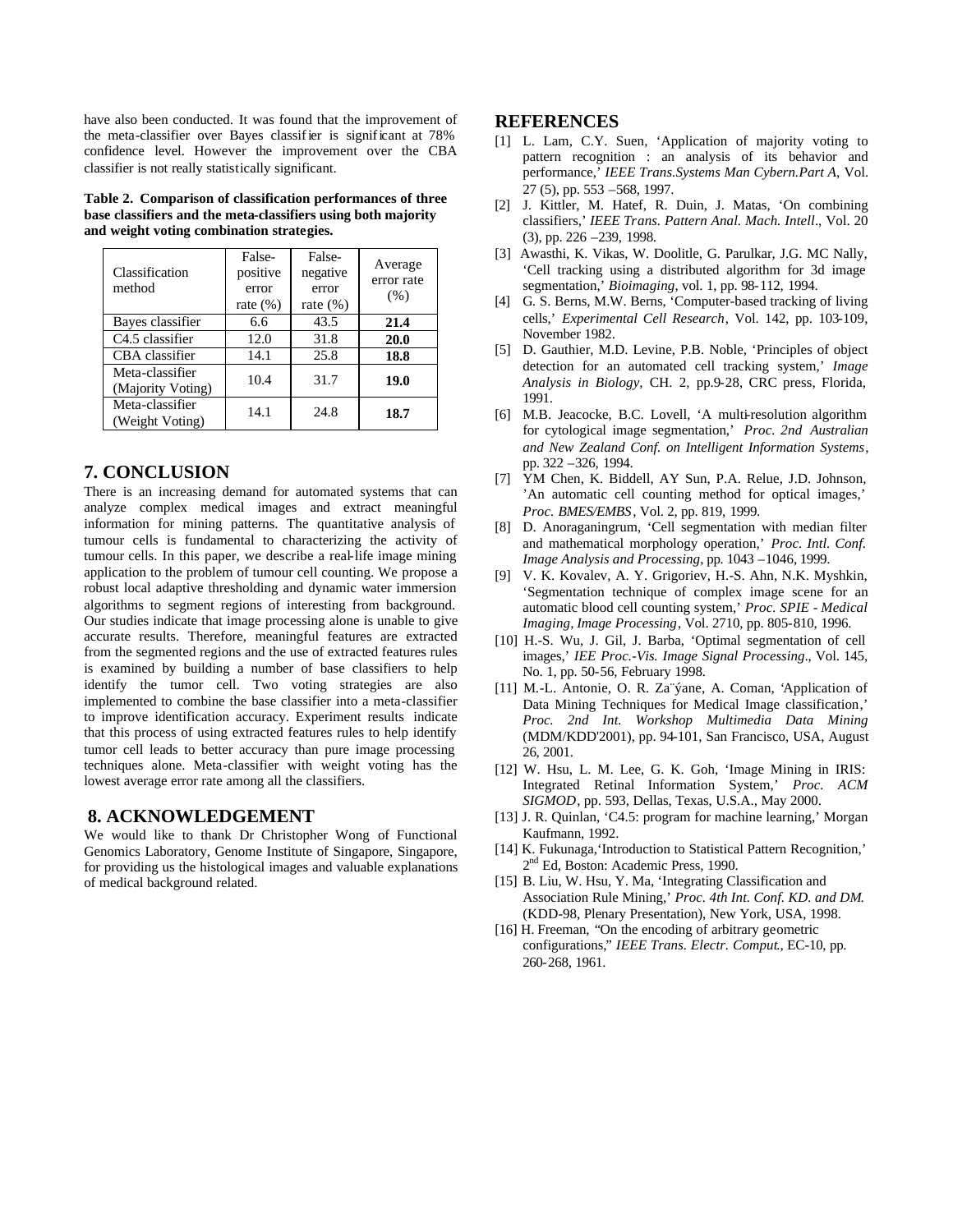have also been conducted. It was found that the improvement of the meta-classifier over Bayes classifier is significant at 78% confidence level. However the improvement over the CBA classifier is not really statistically significant.

**Table 2. Comparison of classification performances of three base classifiers and the meta-classifiers using both majority and weight voting combination strategies.**

| Classification method | False-positive error rate (%) | False-negative error rate (%) | Average error rate (%) |
|---|---|---|---|
| Bayes classifier | 6.6 | 43.5 | **21.4** |
| C4.5 classifier | 12.0 | 31.8 | **20.0** |
| CBA classifier | 14.1 | 25.8 | **18.8** |
| Meta-classifier (Majority Voting) | 10.4 | 31.7 | **19.0** |
| Meta-classifier (Weight Voting) | 14.1 | 24.8 | **18.7** |

## 7. CONCLUSION

There is an increasing demand for automated systems that can analyze complex medical images and extract meaningful information for mining patterns. The quantitative analysis of tumour cells is fundamental to characterizing the activity of tumour cells. In this paper, we describe a real-life image mining application to the problem of tumour cell counting. We propose a robust local adaptive thresholding and dynamic water immersion algorithms to segment regions of interesting from background. Our studies indicate that image processing alone is unable to give accurate results. Therefore, meaningful features are extracted from the segmented regions and the use of extracted features rules is examined by building a number of base classifiers to help identify the tumor cell. Two voting strategies are also implemented to combine the base classifier into a meta-classifier to improve identification accuracy. Experiment results indicate that this process of using extracted features rules to help identify tumor cell leads to better accuracy than pure image processing techniques alone. Meta-classifier with weight voting has the lowest average error rate among all the classifiers.

## 8. ACKNOWLEDGEMENT

We would like to thank Dr Christopher Wong of Functional Genomics Laboratory, Genome Institute of Singapore, Singapore, for providing us the histological images and valuable explanations of medical background related.

## REFERENCES

[1] L. Lam, C.Y. Suen, 'Application of majority voting to pattern recognition : an analysis of its behavior and performance,' *IEEE Trans.Systems Man Cybern.Part A*, Vol. 27 (5), pp. 553 –568, 1997.

[2] J. Kittler, M. Hatef, R. Duin, J. Matas, 'On combining classifiers,' *IEEE Trans. Pattern Anal. Mach. Intell*., Vol. 20 (3), pp. 226 –239, 1998.

[3] Awasthi, K. Vikas, W. Doolitle, G. Parulkar, J.G. MC Nally, 'Cell tracking using a distributed algorithm for 3d image segmentation,' *Bioimaging*, vol. 1, pp. 98-112, 1994.

[4] G. S. Berns, M.W. Berns, 'Computer-based tracking of living cells,' *Experimental Cell Research*, Vol. 142, pp. 103-109, November 1982.

[5] D. Gauthier, M.D. Levine, P.B. Noble, 'Principles of object detection for an automated cell tracking system,' *Image Analysis in Biology*, CH. 2, pp.9-28, CRC press, Florida, 1991.

[6] M.B. Jeacocke, B.C. Lovell, 'A multi-resolution algorithm for cytological image segmentation,' *Proc. 2nd Australian and New Zealand Conf. on Intelligent Information Systems*, pp. 322 –326, 1994.

[7] YM Chen, K. Biddell, AY Sun, P.A. Relue, J.D. Johnson, 'An automatic cell counting method for optical images,' *Proc. BMES/EMBS*, Vol. 2, pp. 819, 1999.

[8] D. Anoraganingrum, 'Cell segmentation with median filter and mathematical morphology operation,' *Proc. Intl. Conf. Image Analysis and Processing*, pp. 1043 –1046, 1999.

[9] V. K. Kovalev, A. Y. Grigoriev, H.-S. Ahn, N.K. Myshkin, 'Segmentation technique of complex image scene for an automatic blood cell counting system,' *Proc. SPIE - Medical Imaging, Image Processing*, Vol. 2710, pp. 805-810, 1996.

[10] H.-S. Wu, J. Gil, J. Barba, 'Optimal segmentation of cell images,' *IEE Proc.-Vis. Image Signal Processing*., Vol. 145, No. 1, pp. 50-56, February 1998.

[11] M.-L. Antonie, O. R. Za¨ýane, A. Coman, 'Application of Data Mining Techniques for Medical Image classification,' *Proc. 2nd Int. Workshop Multimedia Data Mining* (MDM/KDD'2001), pp. 94-101, San Francisco, USA, August 26, 2001.

[12] W. Hsu, L. M. Lee, G. K. Goh, 'Image Mining in IRIS: Integrated Retinal Information System,' *Proc. ACM SIGMOD*, pp. 593, Dellas, Texas, U.S.A., May 2000.

[13] J. R. Quinlan, 'C4.5: program for machine learning,' Morgan Kaufmann, 1992.

[14] K. Fukunaga,'Introduction to Statistical Pattern Recognition,' 2nd Ed, Boston: Academic Press, 1990.

[15] B. Liu, W. Hsu, Y. Ma, 'Integrating Classification and Association Rule Mining,' *Proc. 4th Int. Conf. KD. and DM.* (KDD-98, Plenary Presentation), New York, USA, 1998.

[16] H. Freeman, "On the encoding of arbitrary geometric configurations," *IEEE Trans. Electr. Comput.*, EC-10, pp. 260-268, 1961.